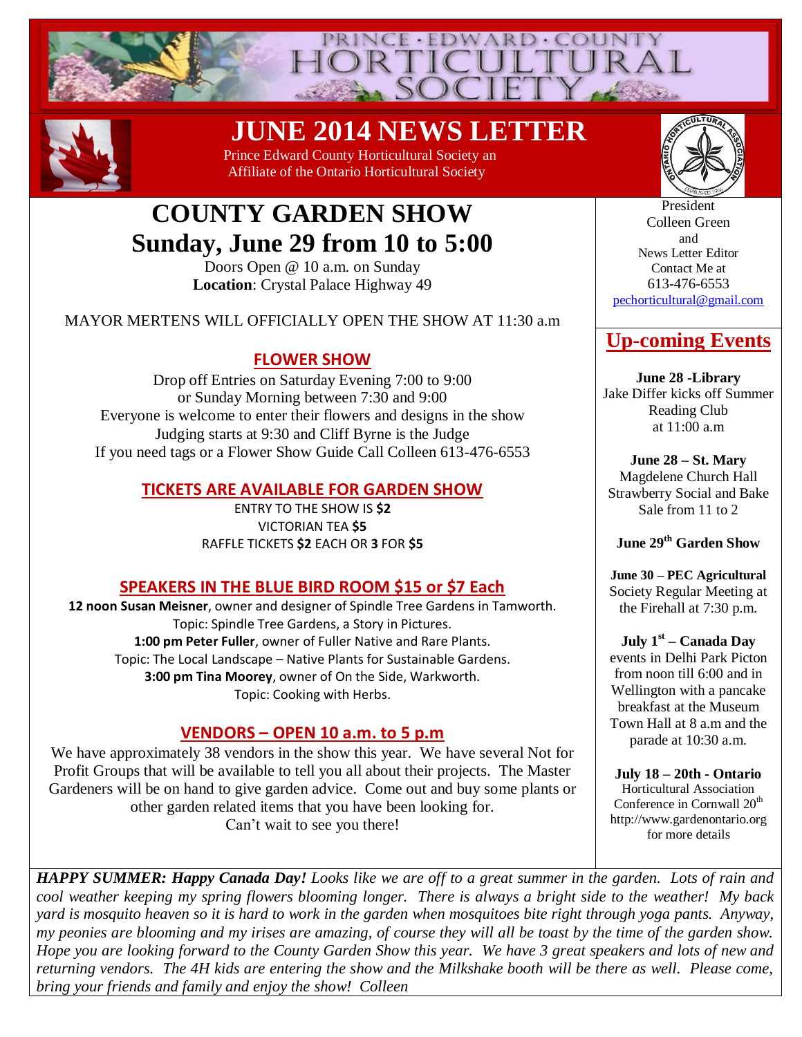# PRINCE · EDWARD · COUNTY HORTICULTURAL SOCIETY

# JUNE 2014 NEWS LETTER

Prince Edward County Horticultural Society an Affiliate of the Ontario Horticultural Society

President
Colleen Green
and
News Letter Editor
Contact Me at
613-476-6553
pechorticultural@gmail.com

## COUNTY GARDEN SHOW
## Sunday, June 29 from 10 to 5:00

Doors Open @ 10 a.m. on Sunday
**Location**: Crystal Palace Highway 49

MAYOR MERTENS WILL OFFICIALLY OPEN THE SHOW AT 11:30 a.m

### FLOWER SHOW

Drop off Entries on Saturday Evening 7:00 to 9:00
or Sunday Morning between 7:30 and 9:00
Everyone is welcome to enter their flowers and designs in the show
Judging starts at 9:30 and Cliff Byrne is the Judge
If you need tags or a Flower Show Guide Call Colleen 613-476-6553

### TICKETS ARE AVAILABLE FOR GARDEN SHOW

ENTRY TO THE SHOW IS **$2**
VICTORIAN TEA **$5**
RAFFLE TICKETS **$2** EACH OR **3** FOR **$5**

### SPEAKERS IN THE BLUE BIRD ROOM $15 or $7 Each

**12 noon Susan Meisner**, owner and designer of Spindle Tree Gardens in Tamworth.
Topic: Spindle Tree Gardens, a Story in Pictures.
**1:00 pm Peter Fuller**, owner of Fuller Native and Rare Plants.
Topic: The Local Landscape – Native Plants for Sustainable Gardens.
**3:00 pm Tina Moorey**, owner of On the Side, Warkworth.
Topic: Cooking with Herbs.

### VENDORS – OPEN 10 a.m. to 5 p.m

We have approximately 38 vendors in the show this year. We have several Not for Profit Groups that will be available to tell you all about their projects. The Master Gardeners will be on hand to give garden advice. Come out and buy some plants or other garden related items that you have been looking for.
Can't wait to see you there!

## Up-coming Events

**June 28 -Library**
Jake Differ kicks off Summer Reading Club at 11:00 a.m

**June 28 – St. Mary** Magdelene Church Hall Strawberry Social and Bake Sale from 11 to 2

**June 29th Garden Show**

**June 30 – PEC Agricultural** Society Regular Meeting at the Firehall at 7:30 p.m.

**July 1st – Canada Day** events in Delhi Park Picton from noon till 6:00 and in Wellington with a pancake breakfast at the Museum Town Hall at 8 a.m and the parade at 10:30 a.m.

**July 18 – 20th - Ontario** Horticultural Association Conference in Cornwall 20th http://www.gardenontario.org for more details

***HAPPY SUMMER: Happy Canada Day!*** *Looks like we are off to a great summer in the garden. Lots of rain and cool weather keeping my spring flowers blooming longer. There is always a bright side to the weather! My back yard is mosquito heaven so it is hard to work in the garden when mosquitoes bite right through yoga pants. Anyway, my peonies are blooming and my irises are amazing, of course they will all be toast by the time of the garden show. Hope you are looking forward to the County Garden Show this year. We have 3 great speakers and lots of new and returning vendors. The 4H kids are entering the show and the Milkshake booth will be there as well. Please come, bring your friends and family and enjoy the show! Colleen*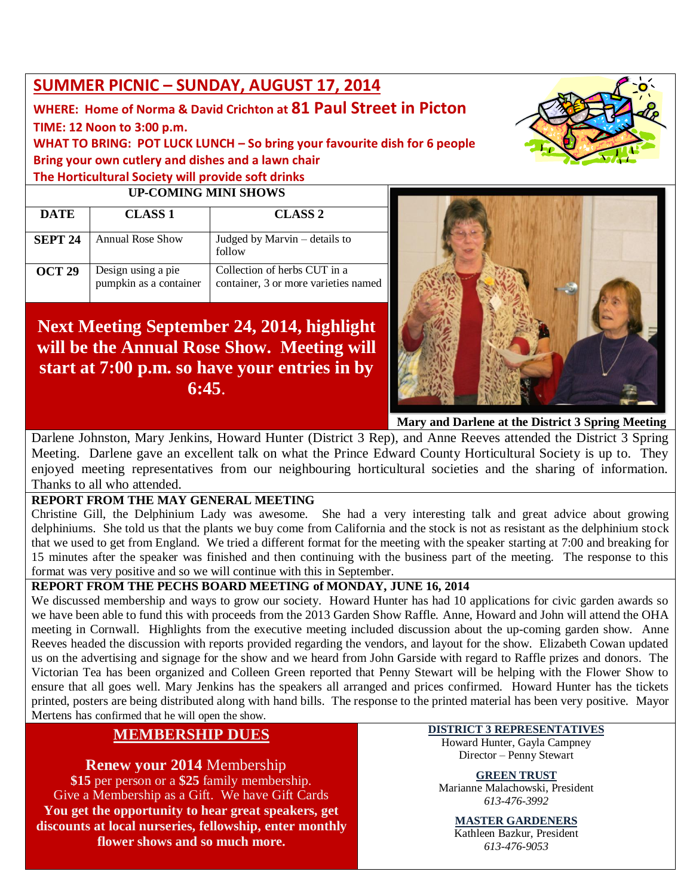## SUMMER PICNIC – SUNDAY, AUGUST 17, 2014

**WHERE: Home of Norma & David Crichton at 81 Paul Street in Picton**
**TIME: 12 Noon to 3:00 p.m.**
**WHAT TO BRING: POT LUCK LUNCH – So bring your favourite dish for 6 people**
**Bring your own cutlery and dishes and a lawn chair**
**The Horticultural Society will provide soft drinks**

**UP-COMING MINI SHOWS**

| DATE | CLASS 1 | CLASS 2 |
|---|---|---|
| SEPT 24 | Annual Rose Show | Judged by Marvin – details to follow |
| OCT 29 | Design using a pie pumpkin as a container | Collection of herbs CUT in a container, 3 or more varieties named |

**Next Meeting September 24, 2014, highlight will be the Annual Rose Show. Meeting will start at 7:00 p.m. so have your entries in by 6:45.**

**Mary and Darlene at the District 3 Spring Meeting**

Darlene Johnston, Mary Jenkins, Howard Hunter (District 3 Rep), and Anne Reeves attended the District 3 Spring Meeting. Darlene gave an excellent talk on what the Prince Edward County Horticultural Society is up to. They enjoyed meeting representatives from our neighbouring horticultural societies and the sharing of information. Thanks to all who attended.

### REPORT FROM THE MAY GENERAL MEETING

Christine Gill, the Delphinium Lady was awesome. She had a very interesting talk and great advice about growing delphiniums. She told us that the plants we buy come from California and the stock is not as resistant as the delphinium stock that we used to get from England. We tried a different format for the meeting with the speaker starting at 7:00 and breaking for 15 minutes after the speaker was finished and then continuing with the business part of the meeting. The response to this format was very positive and so we will continue with this in September.

### REPORT FROM THE PECHS BOARD MEETING of MONDAY, JUNE 16, 2014

We discussed membership and ways to grow our society. Howard Hunter has had 10 applications for civic garden awards so we have been able to fund this with proceeds from the 2013 Garden Show Raffle. Anne, Howard and John will attend the OHA meeting in Cornwall. Highlights from the executive meeting included discussion about the up-coming garden show. Anne Reeves headed the discussion with reports provided regarding the vendors, and layout for the show. Elizabeth Cowan updated us on the advertising and signage for the show and we heard from John Garside with regard to Raffle prizes and donors. The Victorian Tea has been organized and Colleen Green reported that Penny Stewart will be helping with the Flower Show to ensure that all goes well. Mary Jenkins has the speakers all arranged and prices confirmed. Howard Hunter has the tickets printed, posters are being distributed along with hand bills. The response to the printed material has been very positive. Mayor Mertens has confirmed that he will open the show.

### MEMBERSHIP DUES

**Renew your 2014** Membership
**$15** per person or a **$25** family membership.
Give a Membership as a Gift. We have Gift Cards
**You get the opportunity to hear great speakers, get discounts at local nurseries, fellowship, enter monthly flower shows and so much more.**

**DISTRICT 3 REPRESENTATIVES**
Howard Hunter, Gayla Campney
Director – Penny Stewart

**GREEN TRUST**
Marianne Malachowski, President
*613-476-3992*

**MASTER GARDENERS**
Kathleen Bazkur, President
*613-476-9053*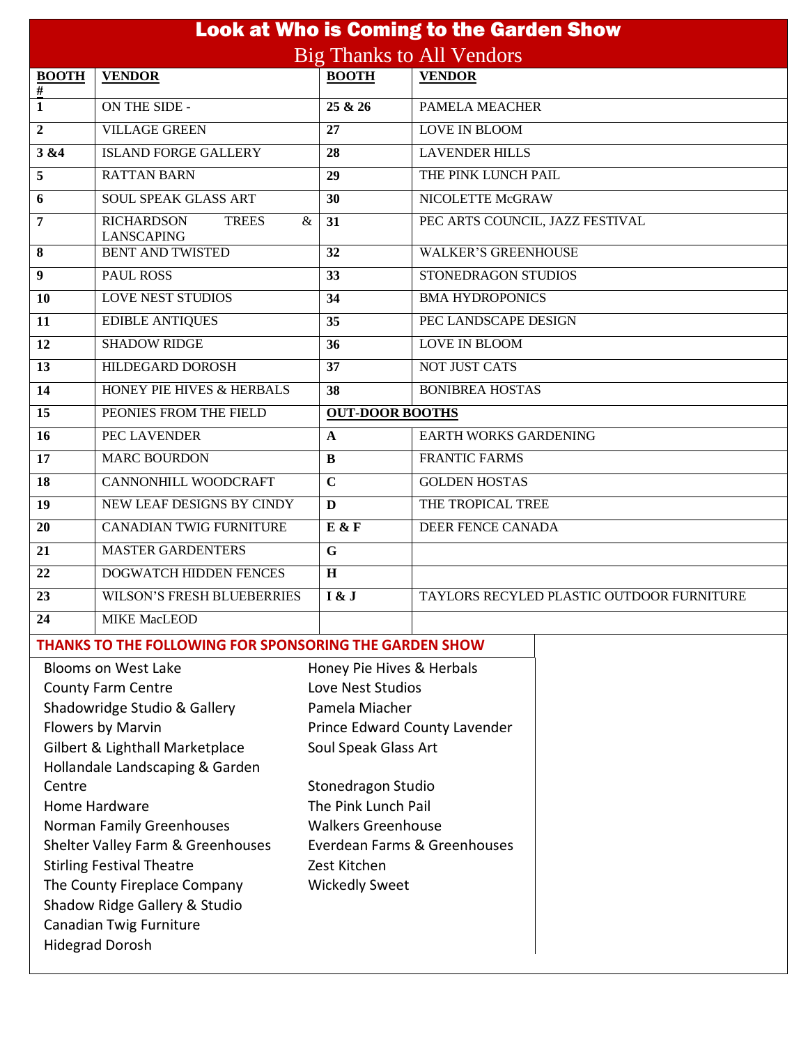# Look at Who is Coming to the Garden Show

## Big Thanks to All Vendors

| BOOTH # | VENDOR | BOOTH | VENDOR |
|---|---|---|---|
| 1 | ON THE SIDE - | 25 & 26 | PAMELA MEACHER |
| 2 | VILLAGE GREEN | 27 | LOVE IN BLOOM |
| 3 &4 | ISLAND FORGE GALLERY | 28 | LAVENDER HILLS |
| 5 | RATTAN BARN | 29 | THE PINK LUNCH PAIL |
| 6 | SOUL SPEAK GLASS ART | 30 | NICOLETTE McGRAW |
| 7 | RICHARDSON TREES & LANSCAPING | 31 | PEC ARTS COUNCIL, JAZZ FESTIVAL |
| 8 | BENT AND TWISTED | 32 | WALKER'S GREENHOUSE |
| 9 | PAUL ROSS | 33 | STONEDRAGON STUDIOS |
| 10 | LOVE NEST STUDIOS | 34 | BMA HYDROPONICS |
| 11 | EDIBLE ANTIQUES | 35 | PEC LANDSCAPE DESIGN |
| 12 | SHADOW RIDGE | 36 | LOVE IN BLOOM |
| 13 | HILDEGARD DOROSH | 37 | NOT JUST CATS |
| 14 | HONEY PIE HIVES & HERBALS | 38 | BONIBREA HOSTAS |
| 15 | PEONIES FROM THE FIELD | **OUT-DOOR BOOTHS** | |
| 16 | PEC LAVENDER | A | EARTH WORKS GARDENING |
| 17 | MARC BOURDON | B | FRANTIC FARMS |
| 18 | CANNONHILL WOODCRAFT | C | GOLDEN HOSTAS |
| 19 | NEW LEAF DESIGNS BY CINDY | D | THE TROPICAL TREE |
| 20 | CANADIAN TWIG FURNITURE | E & F | DEER FENCE CANADA |
| 21 | MASTER GARDENTERS | G | |
| 22 | DOGWATCH HIDDEN FENCES | H | |
| 23 | WILSON'S FRESH BLUEBERRIES | I & J | TAYLORS RECYLED PLASTIC OUTDOOR FURNITURE |
| 24 | MIKE MacLEOD | | |

**THANKS TO THE FOLLOWING FOR SPONSORING THE GARDEN SHOW**

Blooms on West Lake
County Farm Centre
Shadowridge Studio & Gallery
Flowers by Marvin
Gilbert & Lighthall Marketplace
Hollandale Landscaping & Garden Centre
Home Hardware
Norman Family Greenhouses
Shelter Valley Farm & Greenhouses
Stirling Festival Theatre
The County Fireplace Company
Shadow Ridge Gallery & Studio
Canadian Twig Furniture
Hidegrad Dorosh

Honey Pie Hives & Herbals
Love Nest Studios
Pamela Miacher
Prince Edward County Lavender
Soul Speak Glass Art
Stonedragon Studio
The Pink Lunch Pail
Walkers Greenhouse
Everdean Farms & Greenhouses
Zest Kitchen
Wickedly Sweet